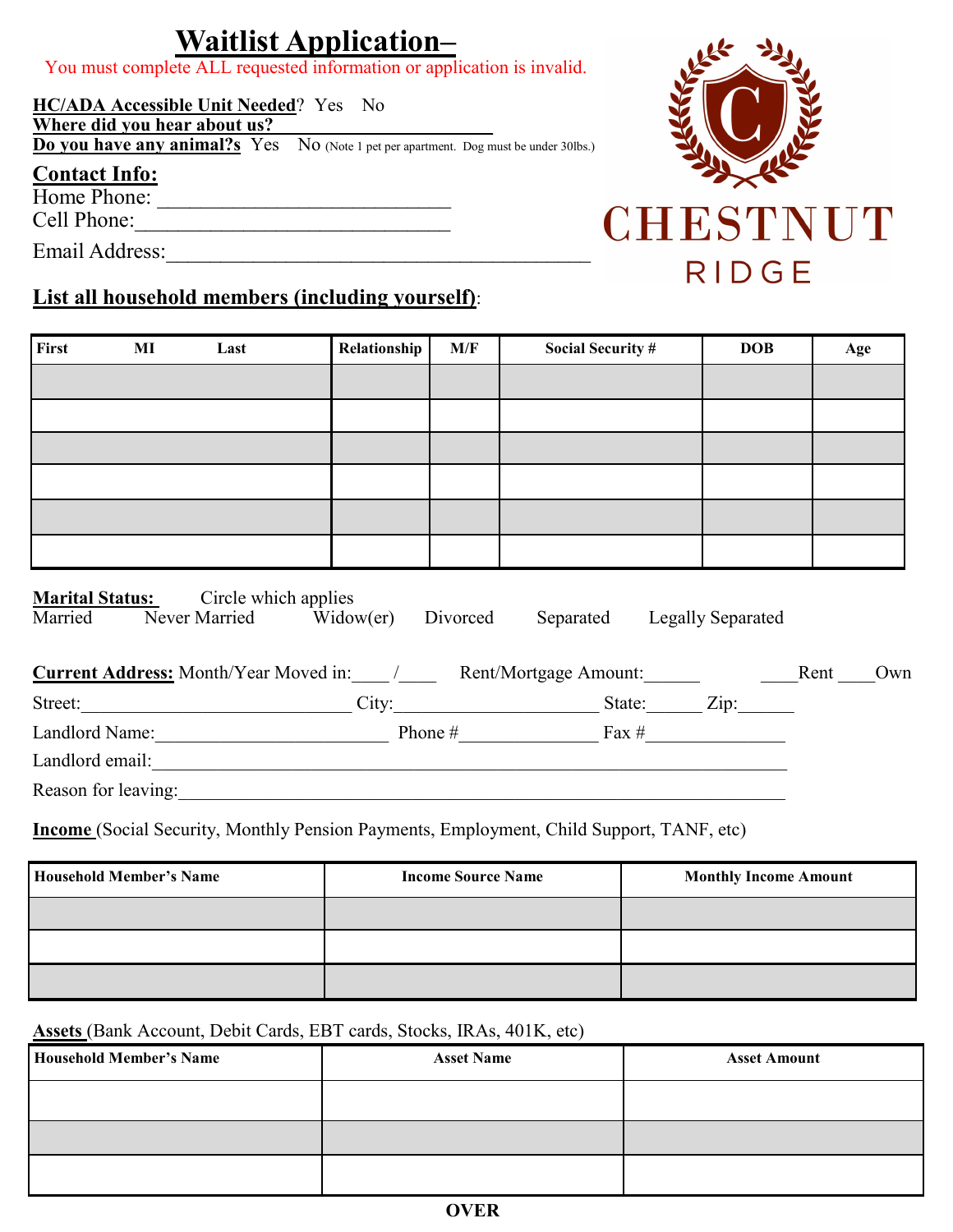# Waitlist Application–

You must complete ALL requested information or application is invalid.

CHESTNUT RIDGE

**HC/ADA Accessible Unit Needed**? Yes No

**Where did you hear about us?** ______________________

**Do you have any animal?s** Yes No (Note 1 pet per apartment. Dog must be under 30lbs.)

## Contact Info:

Home Phone: ___________________________

Cell Phone:_____________________________

Email Address:________________________________________

## List all household members (including yourself):

| First MI Last | Relationship | M/F | Social Security # | DOB | Age |
|---|---|---|---|---|---|
| | | | | | |
| | | | | | |
| | | | | | |
| | | | | | |
| | | | | | |
| | | | | | |

**Marital Status:** Circle which applies

Married Never Married Widow(er) Divorced Separated Legally Separated

**Current Address:** Month/Year Moved in:____ /____ Rent/Mortgage Amount:______ ____Rent ____Own

Street:_____________________________ City:_____________________ State:______ Zip:______

Landlord Name:________________________ Phone #______________ Fax #______________

Landlord email:______________________________________________________________________

Reason for leaving:___________________________________________________________________

**Income** (Social Security, Monthly Pension Payments, Employment, Child Support, TANF, etc)

| Household Member's Name | Income Source Name | Monthly Income Amount |
|---|---|---|
| | | |
| | | |
| | | |

**Assets** (Bank Account, Debit Cards, EBT cards, Stocks, IRAs, 401K, etc)

| Household Member's Name | Asset Name | Asset Amount |
|---|---|---|
| | | |
| | | |
| | | |

**OVER**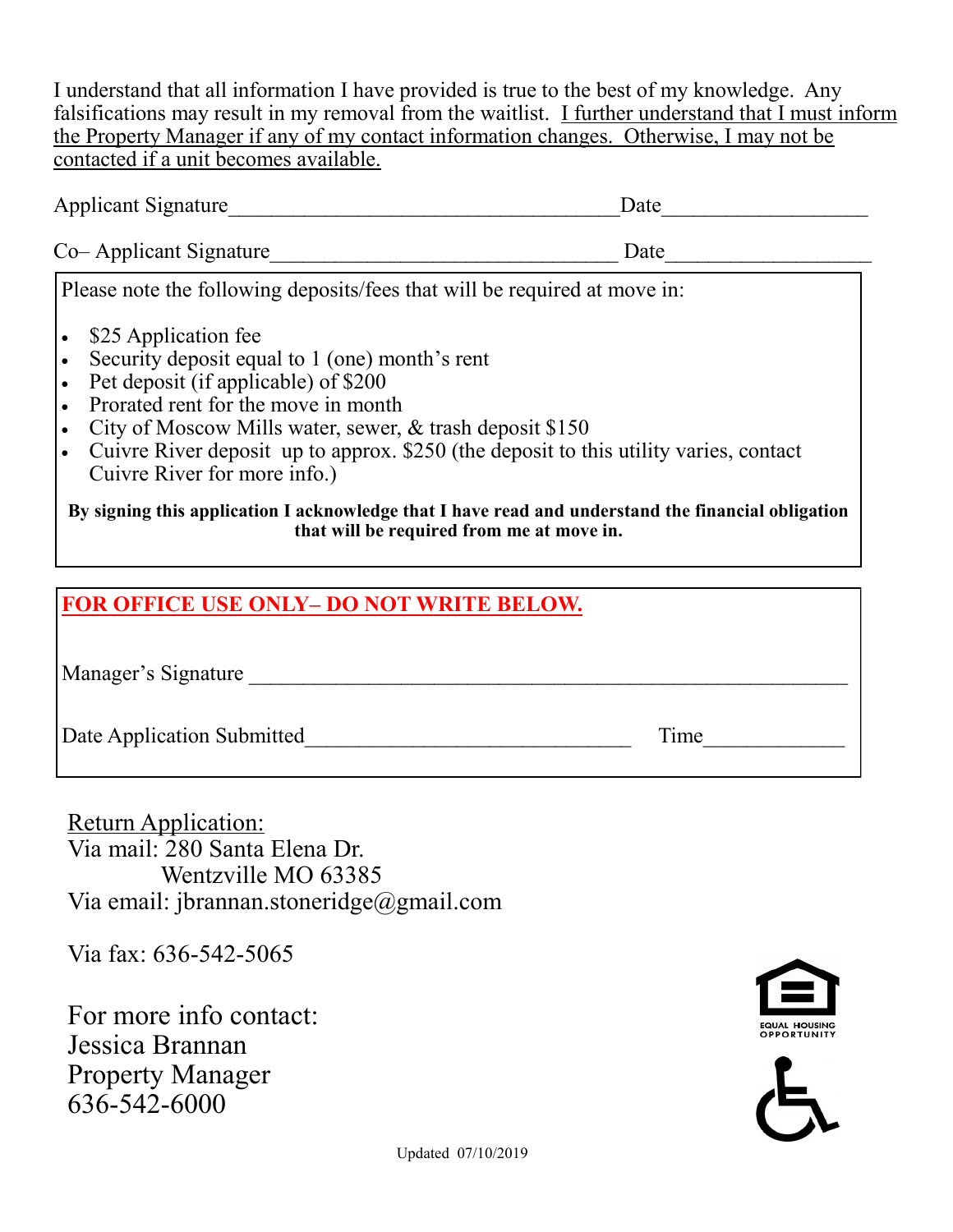I understand that all information I have provided is true to the best of my knowledge. Any falsifications may result in my removal from the waitlist. I further understand that I must inform the Property Manager if any of my contact information changes. Otherwise, I may not be contacted if a unit becomes available.

Applicant Signature___________________________________Date__________________

Co– Applicant Signature________________________________ Date__________________

Please note the following deposits/fees that will be required at move in:

- $25 Application fee
- Security deposit equal to 1 (one) month's rent
- Pet deposit (if applicable) of $200
- Prorated rent for the move in month
- City of Moscow Mills water, sewer, & trash deposit $150
- Cuivre River deposit up to approx. $250 (the deposit to this utility varies, contact Cuivre River for more info.)

**By signing this application I acknowledge that I have read and understand the financial obligation that will be required from me at move in.**

**FOR OFFICE USE ONLY– DO NOT WRITE BELOW.**

Manager's Signature ________________________________________________________

Date Application Submitted______________________________ Time_____________

Return Application:
Via mail: 280 Santa Elena Dr.
Wentzville MO 63385
Via email: jbrannan.stoneridge@gmail.com

Via fax: 636-542-5065

For more info contact:
Jessica Brannan
Property Manager
636-542-6000

EQUAL HOUSING OPPORTUNITY

Updated 07/10/2019